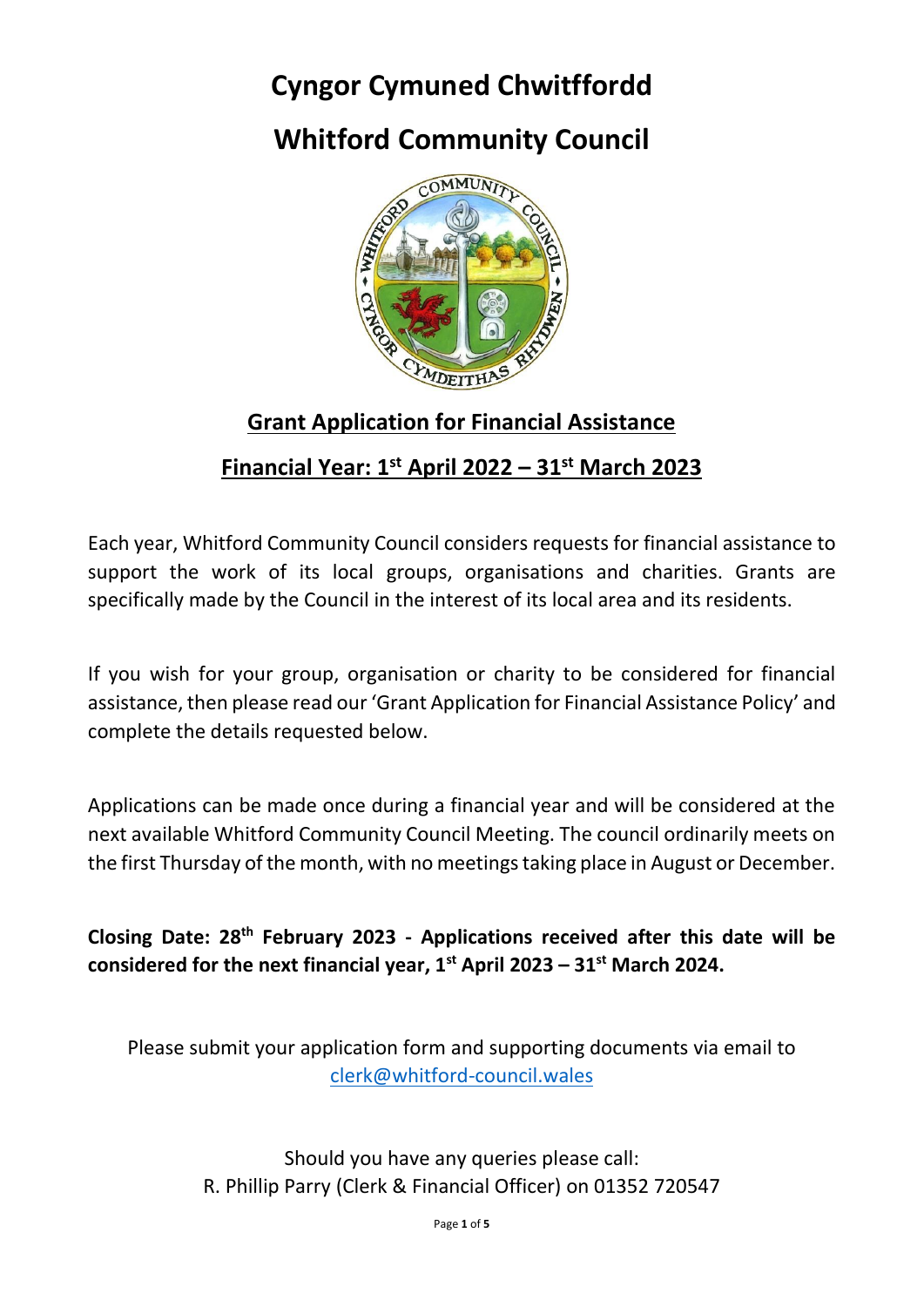# Cyngor Cymuned Chwitffordd

# Whitford Community Council

## Grant Application for Financial Assistance

## Financial Year: 1st April 2022 – 31st March 2023

Each year, Whitford Community Council considers requests for financial assistance to support the work of its local groups, organisations and charities. Grants are specifically made by the Council in the interest of its local area and its residents.

If you wish for your group, organisation or charity to be considered for financial assistance, then please read our 'Grant Application for Financial Assistance Policy' and complete the details requested below.

Applications can be made once during a financial year and will be considered at the next available Whitford Community Council Meeting. The council ordinarily meets on the first Thursday of the month, with no meetings taking place in August or December.

**Closing Date: 28th February 2023 - Applications received after this date will be considered for the next financial year, 1st April 2023 – 31st March 2024.**

Please submit your application form and supporting documents via email to [clerk@whitford-council.wales](mailto:clerk@whitford-council.wales)

Should you have any queries please call:
R. Phillip Parry (Clerk & Financial Officer) on 01352 720547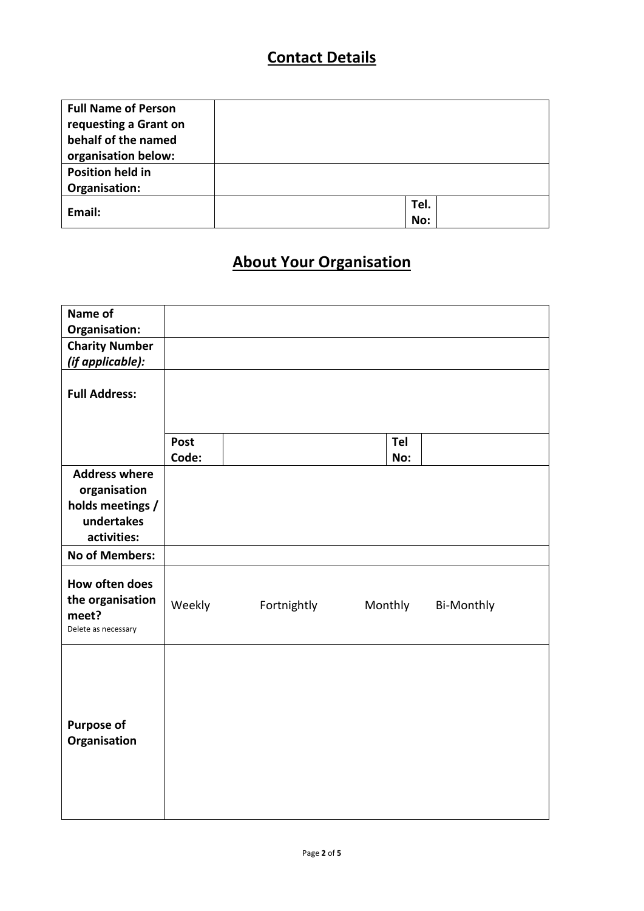## Contact Details

| | | | |
|---|---|---|---|
| **Full Name of Person requesting a Grant on behalf of the named organisation below:** | | | |
| **Position held in Organisation:** | | | |
| **Email:** | | **Tel. No:** | |

## About Your Organisation

| | | | | |
|---|---|---|---|---|
| **Name of Organisation:** | | | | |
| **Charity Number** ***(if applicable):*** | | | | |
| **Full Address:** | | | | |
| | **Post Code:** | | **Tel No:** | |
| **Address where organisation holds meetings / undertakes activities:** | | | | |
| **No of Members:** | | | | |
| **How often does the organisation meet?** Delete as necessary | Weekly | Fortnightly | Monthly | Bi-Monthly |
| **Purpose of Organisation** | | | | |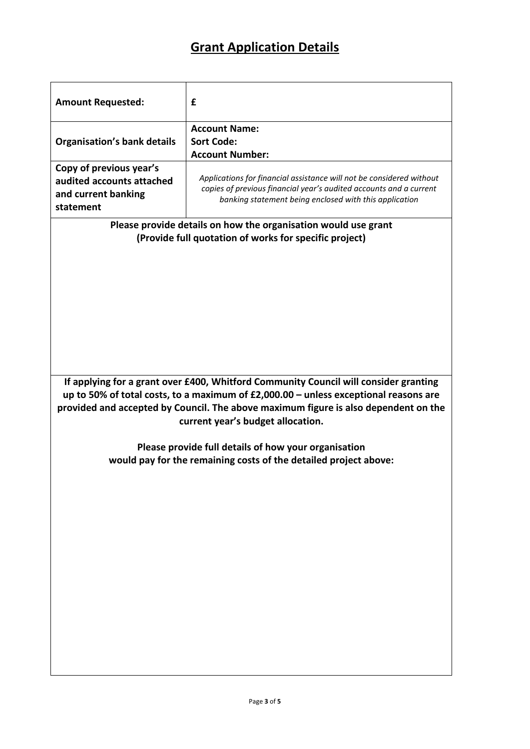# Grant Application Details

| | |
|---|---|
| **Amount Requested:** | **£** |
| **Organisation's bank details** | **Account Name:**<br>**Sort Code:**<br>**Account Number:** |
| **Copy of previous year's audited accounts attached and current banking statement** | *Applications for financial assistance will not be considered without copies of previous financial year's audited accounts and a current banking statement being enclosed with this application* |

**Please provide details on how the organisation would use grant**
**(Provide full quotation of works for specific project)**

**If applying for a grant over £400, Whitford Community Council will consider granting up to 50% of total costs, to a maximum of £2,000.00 – unless exceptional reasons are provided and accepted by Council. The above maximum figure is also dependent on the current year's budget allocation.**

**Please provide full details of how your organisation would pay for the remaining costs of the detailed project above:**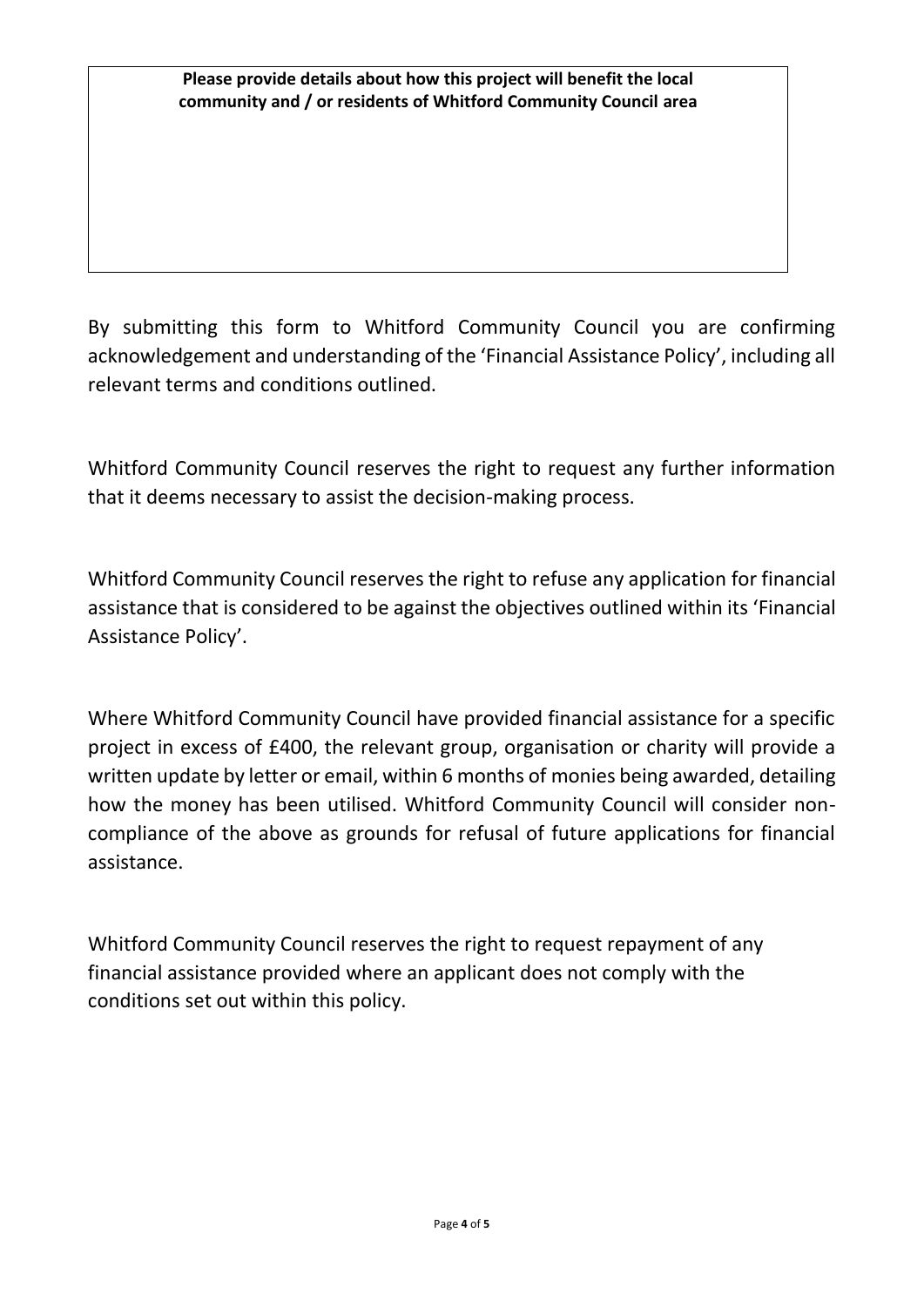| **Please provide details about how this project will benefit the local community and / or residents of Whitford Community Council area** |
| --- |
| |

By submitting this form to Whitford Community Council you are confirming acknowledgement and understanding of the 'Financial Assistance Policy', including all relevant terms and conditions outlined.

Whitford Community Council reserves the right to request any further information that it deems necessary to assist the decision-making process.

Whitford Community Council reserves the right to refuse any application for financial assistance that is considered to be against the objectives outlined within its 'Financial Assistance Policy'.

Where Whitford Community Council have provided financial assistance for a specific project in excess of £400, the relevant group, organisation or charity will provide a written update by letter or email, within 6 months of monies being awarded, detailing how the money has been utilised. Whitford Community Council will consider non-compliance of the above as grounds for refusal of future applications for financial assistance.

Whitford Community Council reserves the right to request repayment of any financial assistance provided where an applicant does not comply with the conditions set out within this policy.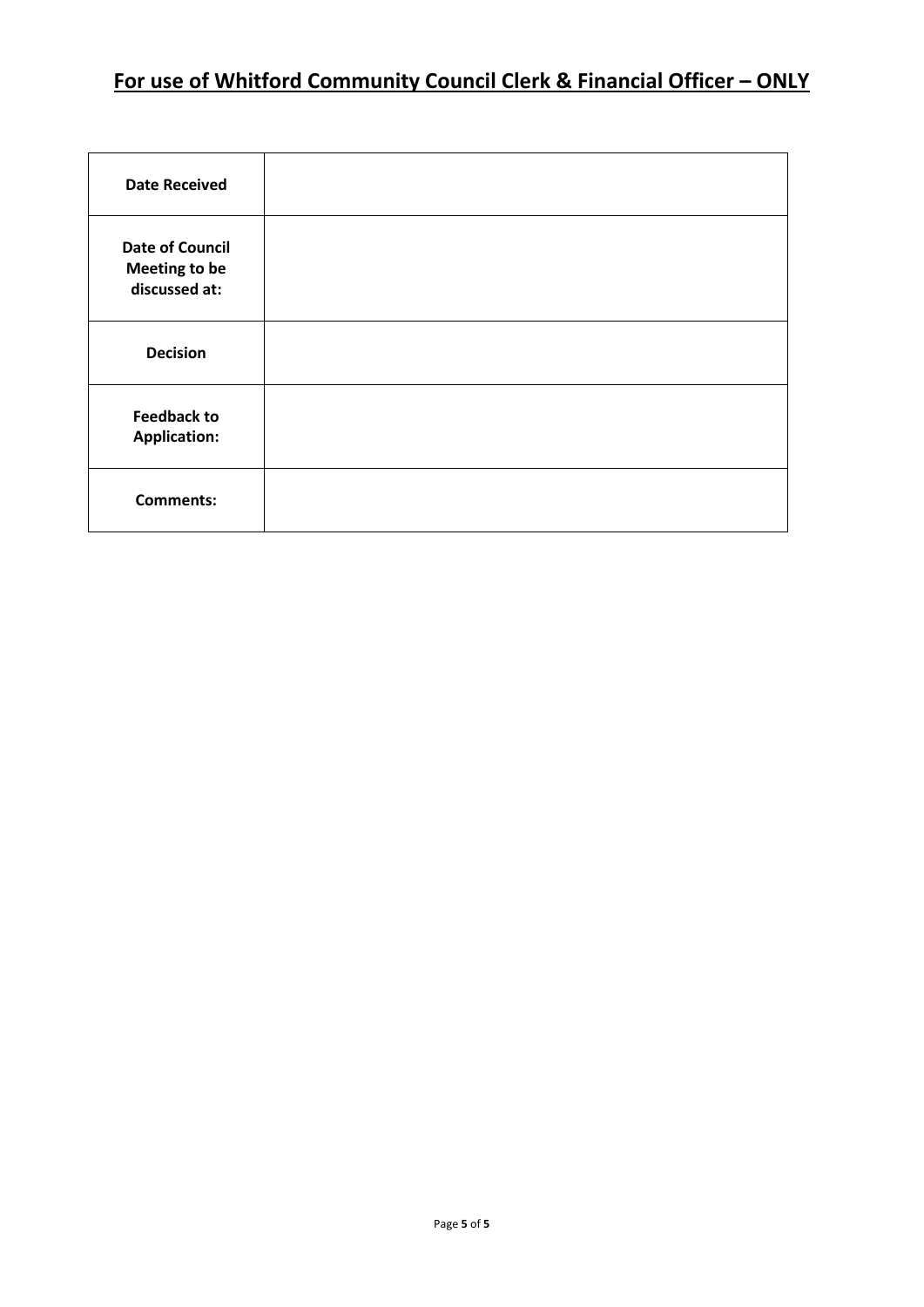## For use of Whitford Community Council Clerk & Financial Officer – ONLY

| | |
|---|---|
| **Date Received** | |
| **Date of Council Meeting to be discussed at:** | |
| **Decision** | |
| **Feedback to Application:** | |
| **Comments:** | |